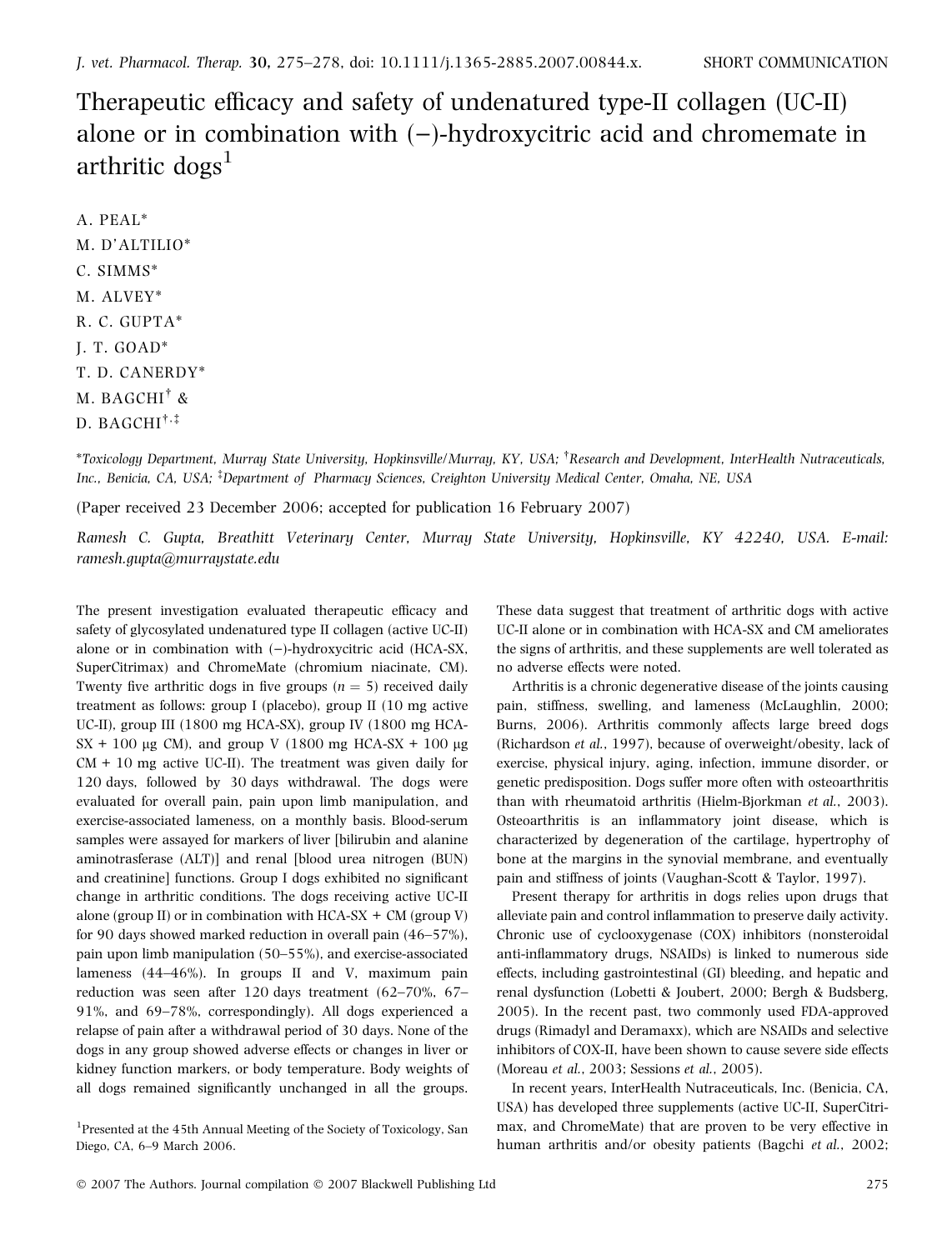SHORT COMMUNICATION

# Therapeutic efficacy and safety of undenatured type-II collagen (UC-II) alone or in combination with (−)-hydroxycitric acid and chromemate in arthritic dogs[1]

A. PEAL*
M. D'ALTILIO*
C. SIMMS*
M. ALVEY*
R. C. GUPTA*
J. T. GOAD*
T. D. CANERDY*
M. BAGCHI† &
D. BAGCHI†,‡

*Toxicology Department, Murray State University, Hopkinsville/Murray, KY, USA; †Research and Development, InterHealth Nutraceuticals, Inc., Benicia, CA, USA; ‡Department of Pharmacy Sciences, Creighton University Medical Center, Omaha, NE, USA

(Paper received 23 December 2006; accepted for publication 16 February 2007)

*Ramesh C. Gupta, Breathitt Veterinary Center, Murray State University, Hopkinsville, KY 42240, USA. E-mail: ramesh.gupta@murraystate.edu*

The present investigation evaluated therapeutic efficacy and safety of glycosylated undenatured type II collagen (active UC-II) alone or in combination with (−)-hydroxycitric acid (HCA-SX, SuperCitrimax) and ChromeMate (chromium niacinate, CM). Twenty five arthritic dogs in five groups ($n = 5$) received daily treatment as follows: group I (placebo), group II (10 mg active UC-II), group III (1800 mg HCA-SX), group IV (1800 mg HCA-SX + 100 μg CM), and group V (1800 mg HCA-SX + 100 μg CM + 10 mg active UC-II). The treatment was given daily for 120 days, followed by 30 days withdrawal. The dogs were evaluated for overall pain, pain upon limb manipulation, and exercise-associated lameness, on a monthly basis. Blood-serum samples were assayed for markers of liver [bilirubin and alanine aminotrasferase (ALT)] and renal [blood urea nitrogen (BUN) and creatinine] functions. Group I dogs exhibited no significant change in arthritic conditions. The dogs receiving active UC-II alone (group II) or in combination with HCA-SX + CM (group V) for 90 days showed marked reduction in overall pain (46–57%), pain upon limb manipulation (50–55%), and exercise-associated lameness (44–46%). In groups II and V, maximum pain reduction was seen after 120 days treatment (62–70%, 67–91%, and 69–78%, correspondingly). All dogs experienced a relapse of pain after a withdrawal period of 30 days. None of the dogs in any group showed adverse effects or changes in liver or kidney function markers, or body temperature. Body weights of all dogs remained significantly unchanged in all the groups. These data suggest that treatment of arthritic dogs with active UC-II alone or in combination with HCA-SX and CM ameliorates the signs of arthritis, and these supplements are well tolerated as no adverse effects were noted.

Arthritis is a chronic degenerative disease of the joints causing pain, stiffness, swelling, and lameness (McLaughlin, 2000; Burns, 2006). Arthritis commonly affects large breed dogs (Richardson *et al.*, 1997), because of overweight/obesity, lack of exercise, physical injury, aging, infection, immune disorder, or genetic predisposition. Dogs suffer more often with osteoarthritis than with rheumatoid arthritis (Hielm-Bjorkman *et al.*, 2003). Osteoarthritis is an inflammatory joint disease, which is characterized by degeneration of the cartilage, hypertrophy of bone at the margins in the synovial membrane, and eventually pain and stiffness of joints (Vaughan-Scott & Taylor, 1997).

Present therapy for arthritis in dogs relies upon drugs that alleviate pain and control inflammation to preserve daily activity. Chronic use of cyclooxygenase (COX) inhibitors (nonsteroidal anti-inflammatory drugs, NSAIDs) is linked to numerous side effects, including gastrointestinal (GI) bleeding, and hepatic and renal dysfunction (Lobetti & Joubert, 2000; Bergh & Budsberg, 2005). In the recent past, two commonly used FDA-approved drugs (Rimadyl and Deramaxx), which are NSAIDs and selective inhibitors of COX-II, have been shown to cause severe side effects (Moreau *et al.*, 2003; Sessions *et al.*, 2005).

In recent years, InterHealth Nutraceuticals, Inc. (Benicia, CA, USA) has developed three supplements (active UC-II, SuperCitrimax, and ChromeMate) that are proven to be very effective in human arthritis and/or obesity patients (Bagchi *et al.*, 2002;

[1]Presented at the 45th Annual Meeting of the Society of Toxicology, San Diego, CA, 6–9 March 2006.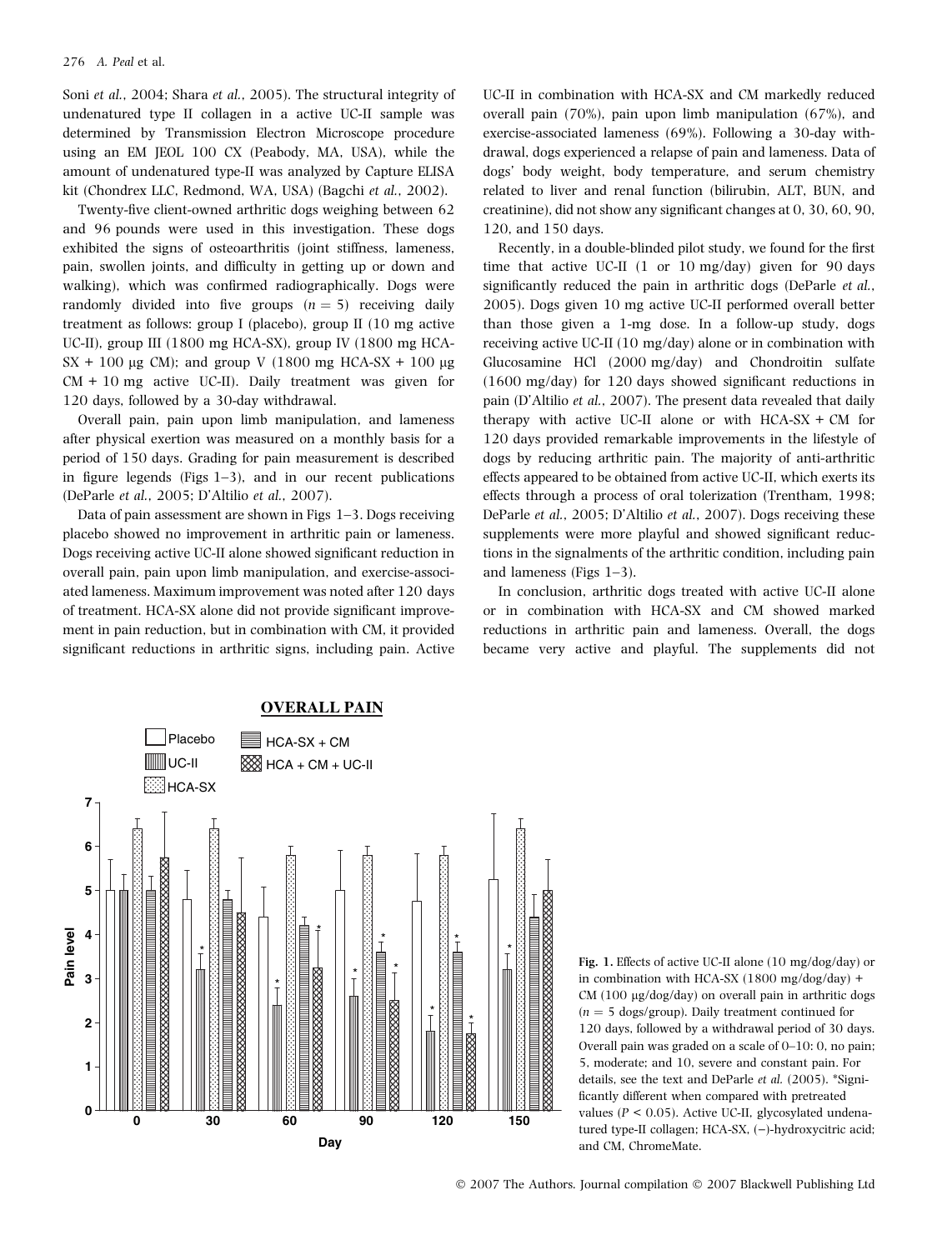Soni *et al.*, 2004; Shara *et al.*, 2005). The structural integrity of undenatured type II collagen in a active UC-II sample was determined by Transmission Electron Microscope procedure using an EM JEOL 100 CX (Peabody, MA, USA), while the amount of undenatured type-II was analyzed by Capture ELISA kit (Chondrex LLC, Redmond, WA, USA) (Bagchi *et al.*, 2002).

Twenty-five client-owned arthritic dogs weighing between 62 and 96 pounds were used in this investigation. These dogs exhibited the signs of osteoarthritis (joint stiffness, lameness, pain, swollen joints, and difficulty in getting up or down and walking), which was confirmed radiographically. Dogs were randomly divided into five groups ($n = 5$) receiving daily treatment as follows: group I (placebo), group II (10 mg active UC-II), group III (1800 mg HCA-SX), group IV (1800 mg HCA-SX + 100 μg CM); and group V (1800 mg HCA-SX + 100 μg CM + 10 mg active UC-II). Daily treatment was given for 120 days, followed by a 30-day withdrawal.

Overall pain, pain upon limb manipulation, and lameness after physical exertion was measured on a monthly basis for a period of 150 days. Grading for pain measurement is described in figure legends (Figs 1–3), and in our recent publications (DeParle *et al.*, 2005; D'Altilio *et al.*, 2007).

Data of pain assessment are shown in Figs 1–3. Dogs receiving placebo showed no improvement in arthritic pain or lameness. Dogs receiving active UC-II alone showed significant reduction in overall pain, pain upon limb manipulation, and exercise-associated lameness. Maximum improvement was noted after 120 days of treatment. HCA-SX alone did not provide significant improvement in pain reduction, but in combination with CM, it provided significant reductions in arthritic signs, including pain. Active UC-II in combination with HCA-SX and CM markedly reduced overall pain (70%), pain upon limb manipulation (67%), and exercise-associated lameness (69%). Following a 30-day withdrawal, dogs experienced a relapse of pain and lameness. Data of dogs' body weight, body temperature, and serum chemistry related to liver and renal function (bilirubin, ALT, BUN, and creatinine), did not show any significant changes at 0, 30, 60, 90, 120, and 150 days.

Recently, in a double-blinded pilot study, we found for the first time that active UC-II (1 or 10 mg/day) given for 90 days significantly reduced the pain in arthritic dogs (DeParle *et al.*, 2005). Dogs given 10 mg active UC-II performed overall better than those given a 1-mg dose. In a follow-up study, dogs receiving active UC-II (10 mg/day) alone or in combination with Glucosamine HCl (2000 mg/day) and Chondroitin sulfate (1600 mg/day) for 120 days showed significant reductions in pain (D'Altilio *et al.*, 2007). The present data revealed that daily therapy with active UC-II alone or with HCA-SX + CM for 120 days provided remarkable improvements in the lifestyle of dogs by reducing arthritic pain. The majority of anti-arthritic effects appeared to be obtained from active UC-II, which exerts its effects through a process of oral tolerization (Trentham, 1998; DeParle *et al.*, 2005; D'Altilio *et al.*, 2007). Dogs receiving these supplements were more playful and showed significant reductions in the signalments of the arthritic condition, including pain and lameness (Figs 1–3).

In conclusion, arthritic dogs treated with active UC-II alone or in combination with HCA-SX and CM showed marked reductions in arthritic pain and lameness. Overall, the dogs became very active and playful. The supplements did not

**Fig. 1.** Effects of active UC-II alone (10 mg/dog/day) or in combination with HCA-SX (1800 mg/dog/day) + CM (100 μg/dog/day) on overall pain in arthritic dogs ($n = 5$ dogs/group). Daily treatment continued for 120 days, followed by a withdrawal period of 30 days. Overall pain was graded on a scale of 0–10: 0, no pain; 5, moderate; and 10, severe and constant pain. For details, see the text and DeParle *et al.* (2005). *Significantly different when compared with pretreated values ($P < 0.05$). Active UC-II, glycosylated undenatured type-II collagen; HCA-SX, (−)-hydroxycitric acid; and CM, ChromeMate.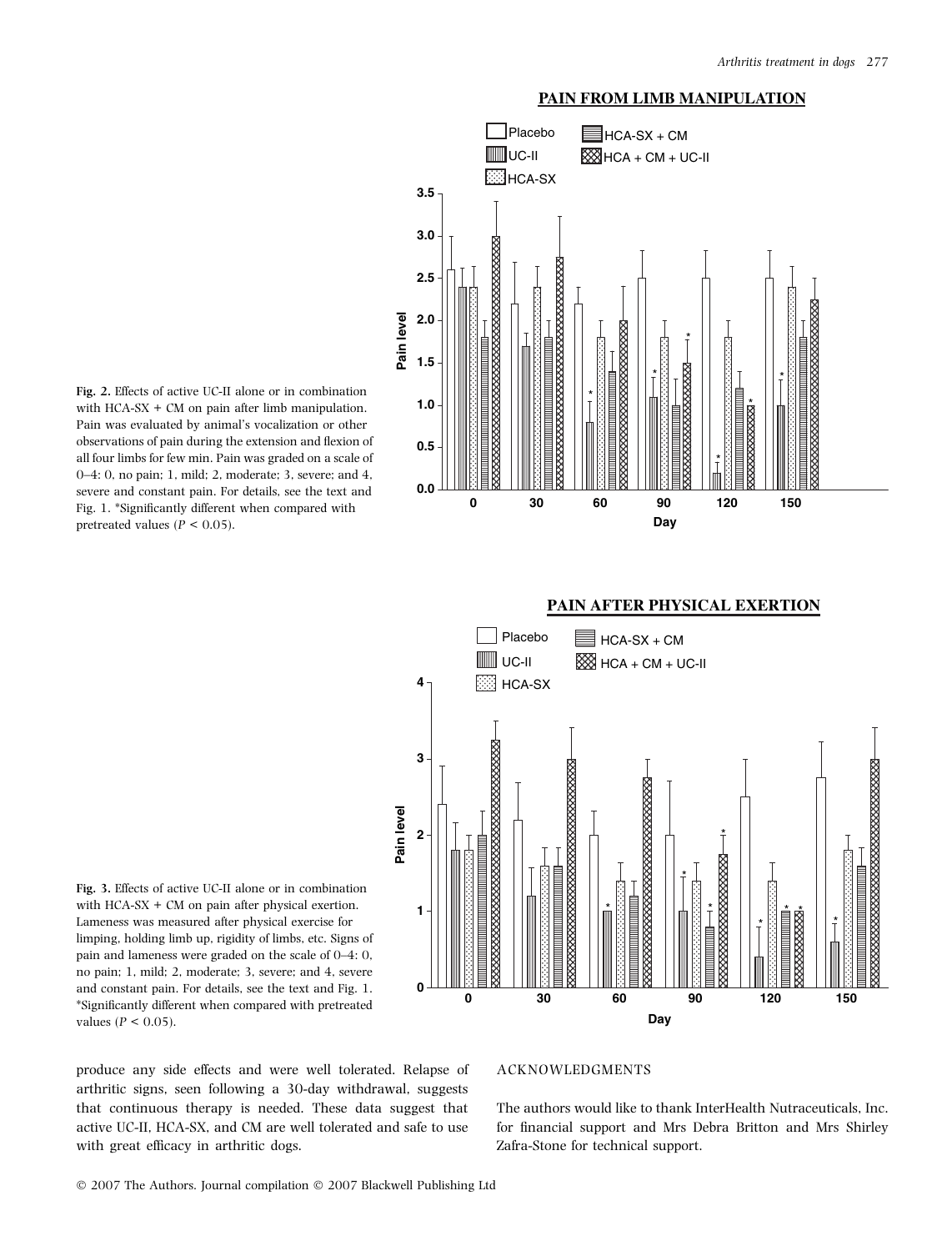**Fig. 2.** Effects of active UC-II alone or in combination with HCA-SX + CM on pain after limb manipulation. Pain was evaluated by animal's vocalization or other observations of pain during the extension and flexion of all four limbs for few min. Pain was graded on a scale of 0–4: 0, no pain; 1, mild; 2, moderate; 3, severe; and 4, severe and constant pain. For details, see the text and Fig. 1. *Significantly different when compared with pretreated values ($P < 0.05$).

**Fig. 3.** Effects of active UC-II alone or in combination with HCA-SX + CM on pain after physical exertion. Lameness was measured after physical exercise for limping, holding limb up, rigidity of limbs, etc. Signs of pain and lameness were graded on the scale of 0–4: 0, no pain; 1, mild; 2, moderate; 3, severe; and 4, severe and constant pain. For details, see the text and Fig. 1. *Significantly different when compared with pretreated values ($P < 0.05$).

produce any side effects and were well tolerated. Relapse of arthritic signs, seen following a 30-day withdrawal, suggests that continuous therapy is needed. These data suggest that active UC-II, HCA-SX, and CM are well tolerated and safe to use with great efficacy in arthritic dogs.

## ACKNOWLEDGMENTS

The authors would like to thank InterHealth Nutraceuticals, Inc. for financial support and Mrs Debra Britton and Mrs Shirley Zafra-Stone for technical support.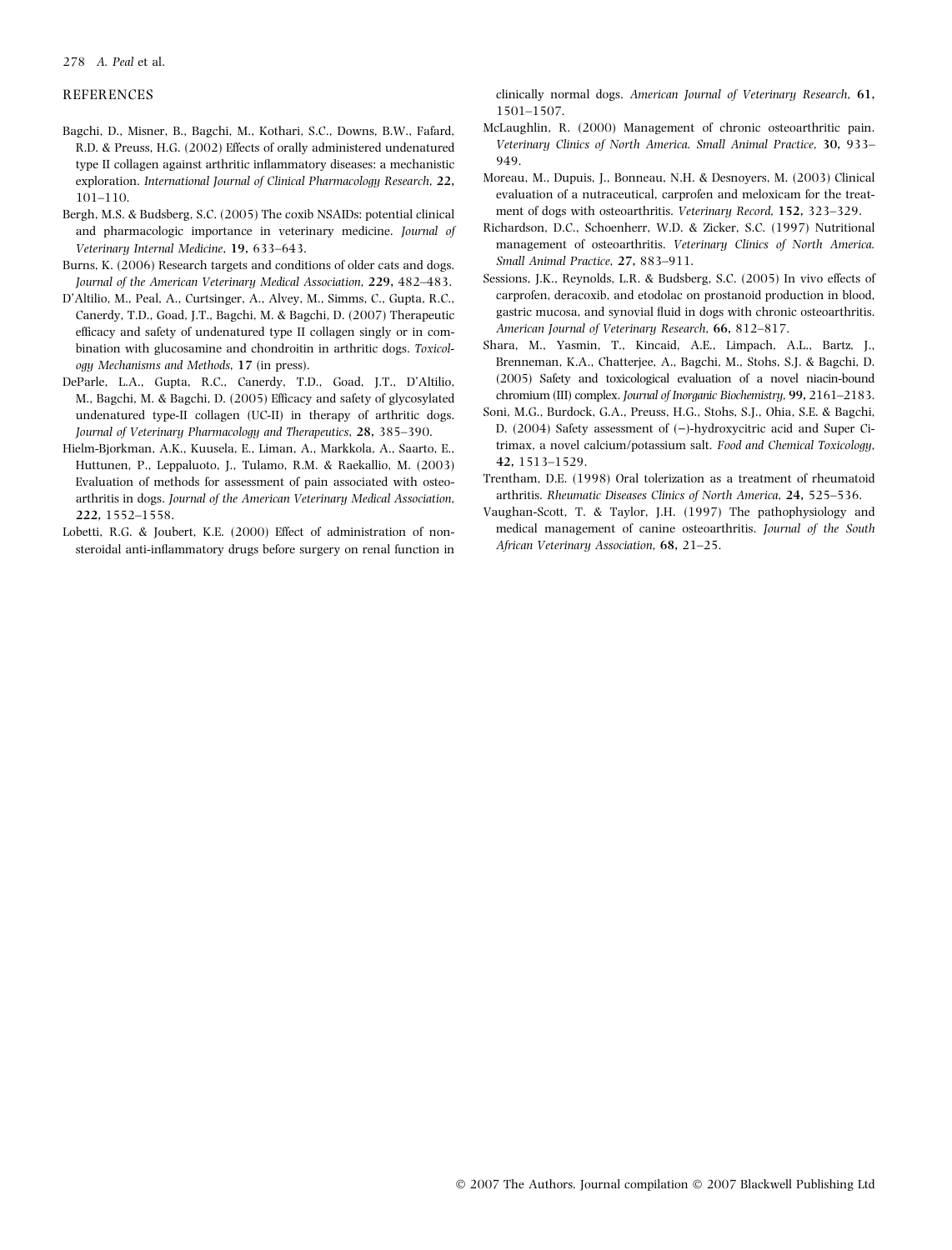## REFERENCES

Bagchi, D., Misner, B., Bagchi, M., Kothari, S.C., Downs, B.W., Fafard, R.D. & Preuss, H.G. (2002) Effects of orally administered undenatured type II collagen against arthritic inflammatory diseases: a mechanistic exploration. *International Journal of Clinical Pharmacology Research*, **22,** 101–110.

Bergh, M.S. & Budsberg, S.C. (2005) The coxib NSAIDs: potential clinical and pharmacologic importance in veterinary medicine. *Journal of Veterinary Internal Medicine*, **19,** 633–643.

Burns, K. (2006) Research targets and conditions of older cats and dogs. *Journal of the American Veterinary Medical Association*, **229,** 482–483.

D'Altilio, M., Peal, A., Curtsinger, A., Alvey, M., Simms, C., Gupta, R.C., Canerdy, T.D., Goad, J.T., Bagchi, M. & Bagchi, D. (2007) Therapeutic efficacy and safety of undenatured type II collagen singly or in combination with glucosamine and chondroitin in arthritic dogs. *Toxicology Mechanisms and Methods*, **17** (in press).

DeParle, L.A., Gupta, R.C., Canerdy, T.D., Goad, J.T., D'Altilio, M., Bagchi, M. & Bagchi, D. (2005) Efficacy and safety of glycosylated undenatured type-II collagen (UC-II) in therapy of arthritic dogs. *Journal of Veterinary Pharmacology and Therapeutics*, **28,** 385–390.

Hielm-Bjorkman, A.K., Kuusela, E., Liman, A., Markkola, A., Saarto, E., Huttunen, P., Leppaluoto, J., Tulamo, R.M. & Raekallio, M. (2003) Evaluation of methods for assessment of pain associated with osteoarthritis in dogs. *Journal of the American Veterinary Medical Association*, **222,** 1552–1558.

Lobetti, R.G. & Joubert, K.E. (2000) Effect of administration of nonsteroidal anti-inflammatory drugs before surgery on renal function in clinically normal dogs. *American Journal of Veterinary Research*, **61,** 1501–1507.

McLaughlin, R. (2000) Management of chronic osteoarthritic pain. *Veterinary Clinics of North America. Small Animal Practice*, **30,** 933–949.

Moreau, M., Dupuis, J., Bonneau, N.H. & Desnoyers, M. (2003) Clinical evaluation of a nutraceutical, carprofen and meloxicam for the treatment of dogs with osteoarthritis. *Veterinary Record*, **152,** 323–329.

Richardson, D.C., Schoenherr, W.D. & Zicker, S.C. (1997) Nutritional management of osteoarthritis. *Veterinary Clinics of North America. Small Animal Practice*, **27,** 883–911.

Sessions, J.K., Reynolds, L.R. & Budsberg, S.C. (2005) In vivo effects of carprofen, deracoxib, and etodolac on prostanoid production in blood, gastric mucosa, and synovial fluid in dogs with chronic osteoarthritis. *American Journal of Veterinary Research*, **66,** 812–817.

Shara, M., Yasmin, T., Kincaid, A.E., Limpach, A.L., Bartz, J., Brenneman, K.A., Chatterjee, A., Bagchi, M., Stohs, S.J. & Bagchi, D. (2005) Safety and toxicological evaluation of a novel niacin-bound chromium (III) complex. *Journal of Inorganic Biochemistry*, **99,** 2161–2183.

Soni, M.G., Burdock, G.A., Preuss, H.G., Stohs, S.J., Ohia, S.E. & Bagchi, D. (2004) Safety assessment of (−)-hydroxycitric acid and Super Citrimax, a novel calcium/potassium salt. *Food and Chemical Toxicology*, **42,** 1513–1529.

Trentham, D.E. (1998) Oral tolerization as a treatment of rheumatoid arthritis. *Rheumatic Diseases Clinics of North America*, **24,** 525–536.

Vaughan-Scott, T. & Taylor, J.H. (1997) The pathophysiology and medical management of canine osteoarthritis. *Journal of the South African Veterinary Association*, **68,** 21–25.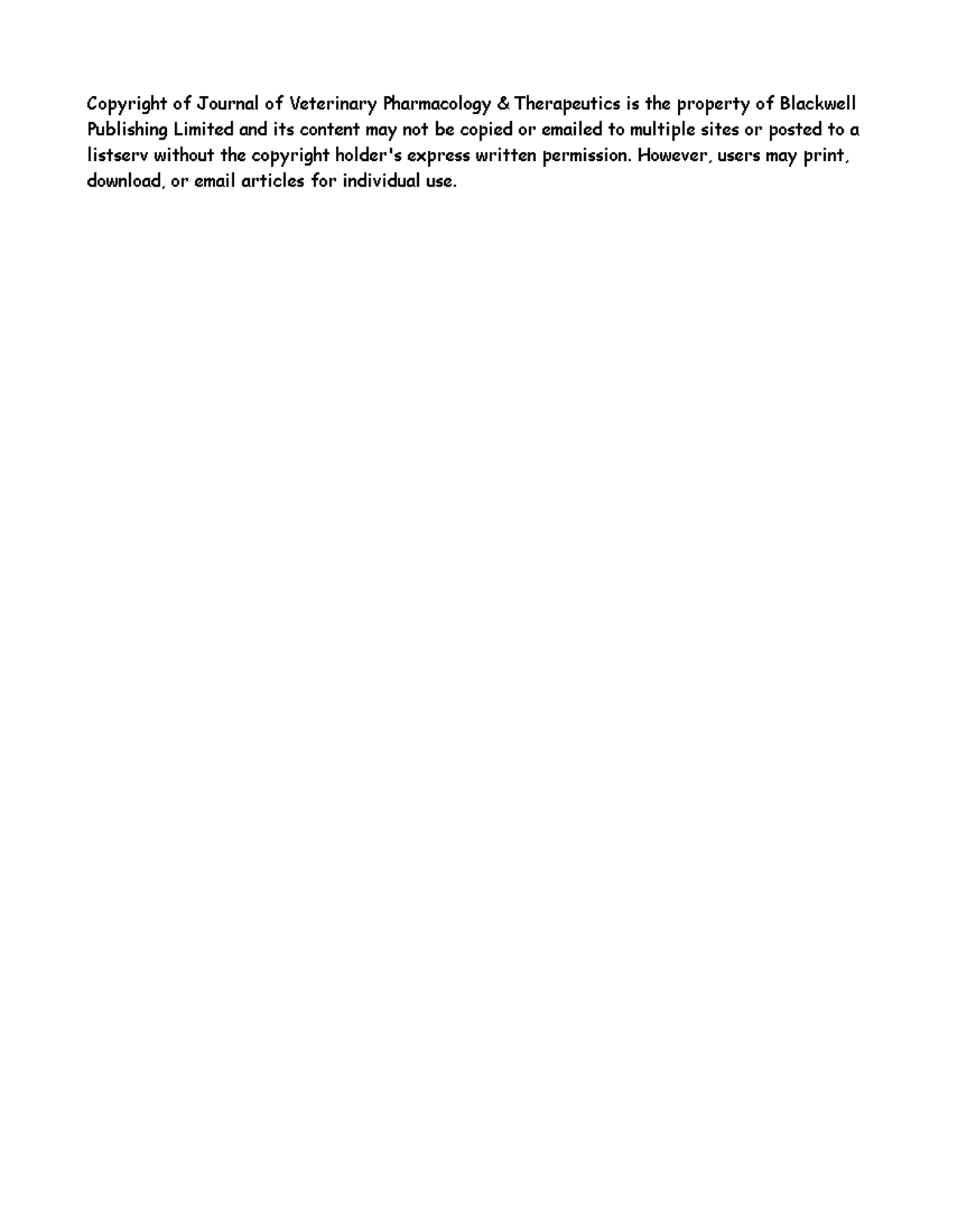Copyright of Journal of Veterinary Pharmacology & Therapeutics is the property of Blackwell Publishing Limited and its content may not be copied or emailed to multiple sites or posted to a listserv without the copyright holder's express written permission. However, users may print, download, or email articles for individual use.